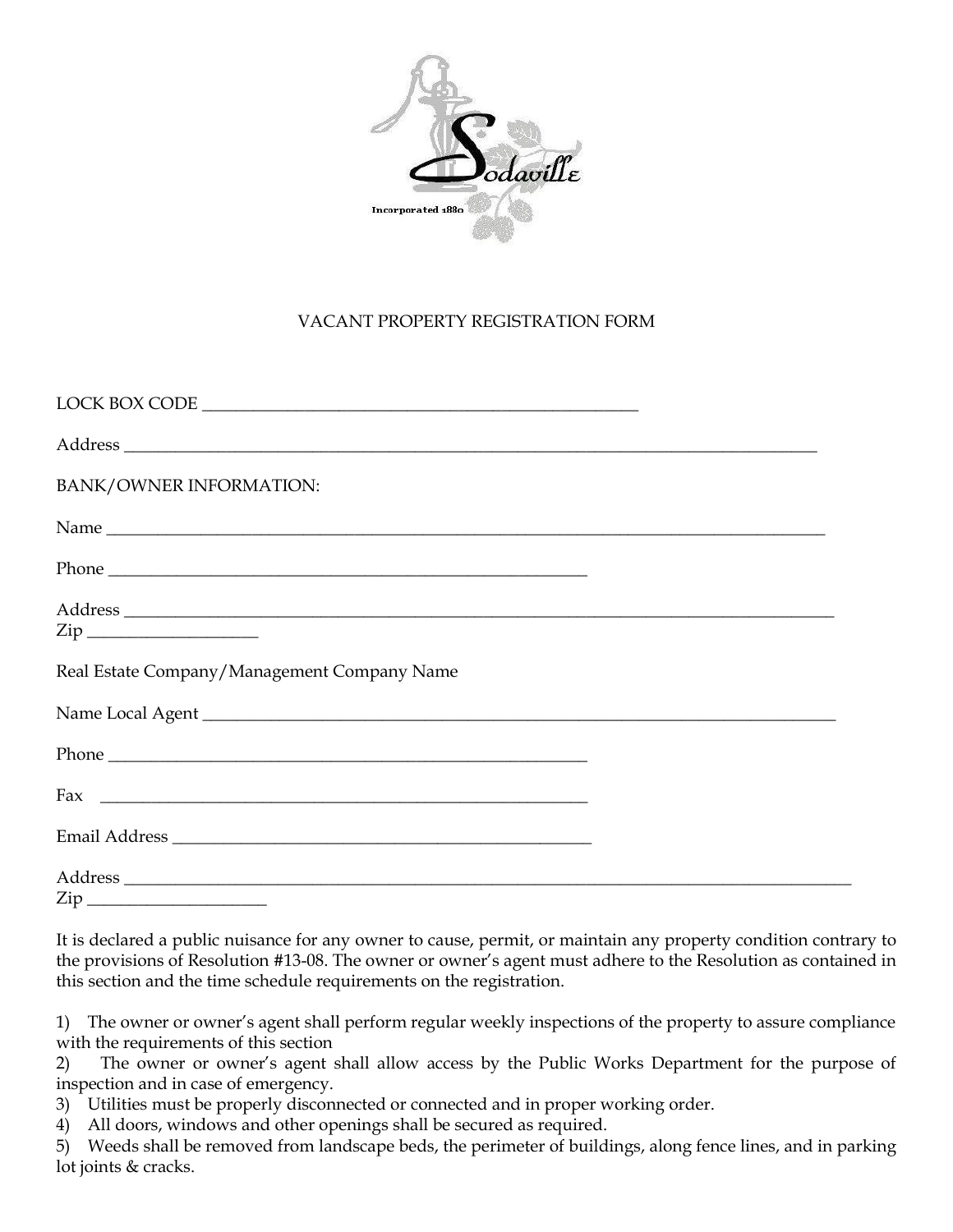Sodaville

Incorporated 1880

# VACANT PROPERTY REGISTRATION FORM

LOCK BOX CODE ____________________________________________

Address ________________________________________________________________________

BANK/OWNER INFORMATION:

Name __________________________________________________________________________

Phone ______________________________________________

Address ________________________________________________________________________
Zip ________________

Real Estate Company/Management Company Name

Name Local Agent _______________________________________________________________

Phone ______________________________________________

Fax ______________________________________________

Email Address __________________________________________

Address ________________________________________________________________________
Zip ________________

It is declared a public nuisance for any owner to cause, permit, or maintain any property condition contrary to the provisions of Resolution #13-08. The owner or owner's agent must adhere to the Resolution as contained in this section and the time schedule requirements on the registration.

1) The owner or owner's agent shall perform regular weekly inspections of the property to assure compliance with the requirements of this section
2) The owner or owner's agent shall allow access by the Public Works Department for the purpose of inspection and in case of emergency.
3) Utilities must be properly disconnected or connected and in proper working order.
4) All doors, windows and other openings shall be secured as required.
5) Weeds shall be removed from landscape beds, the perimeter of buildings, along fence lines, and in parking lot joints & cracks.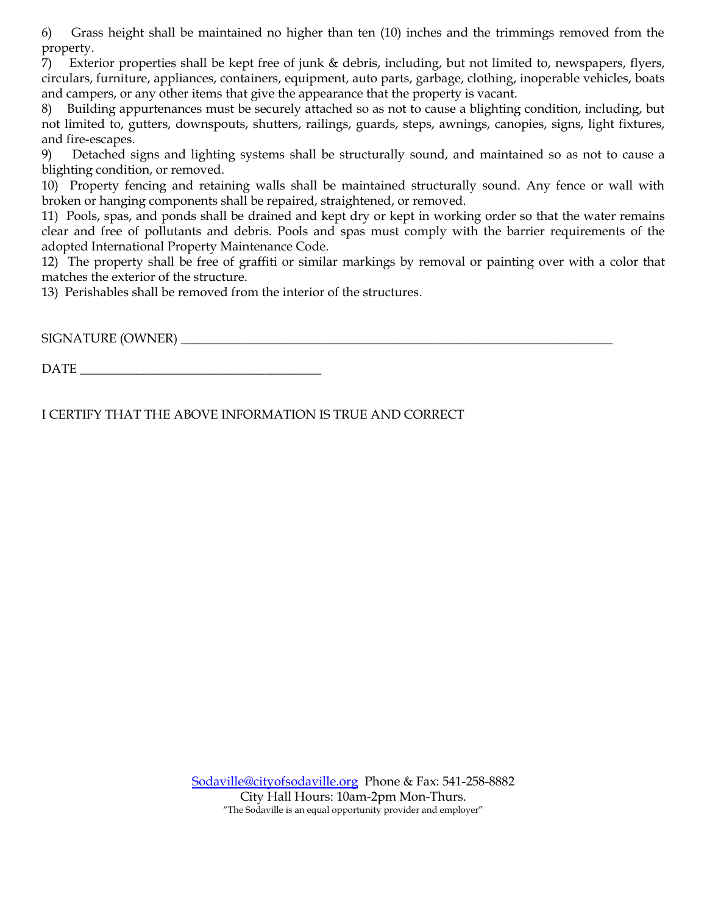6) Grass height shall be maintained no higher than ten (10) inches and the trimmings removed from the property.

7) Exterior properties shall be kept free of junk & debris, including, but not limited to, newspapers, flyers, circulars, furniture, appliances, containers, equipment, auto parts, garbage, clothing, inoperable vehicles, boats and campers, or any other items that give the appearance that the property is vacant.

8) Building appurtenances must be securely attached so as not to cause a blighting condition, including, but not limited to, gutters, downspouts, shutters, railings, guards, steps, awnings, canopies, signs, light fixtures, and fire-escapes.

9) Detached signs and lighting systems shall be structurally sound, and maintained so as not to cause a blighting condition, or removed.

10) Property fencing and retaining walls shall be maintained structurally sound. Any fence or wall with broken or hanging components shall be repaired, straightened, or removed.

11) Pools, spas, and ponds shall be drained and kept dry or kept in working order so that the water remains clear and free of pollutants and debris. Pools and spas must comply with the barrier requirements of the adopted International Property Maintenance Code.

12) The property shall be free of graffiti or similar markings by removal or painting over with a color that matches the exterior of the structure.

13) Perishables shall be removed from the interior of the structures.

SIGNATURE (OWNER) ______________________________________________________________________

DATE ______________________________________

I CERTIFY THAT THE ABOVE INFORMATION IS TRUE AND CORRECT

Sodaville@cityofsodaville.org Phone & Fax: 541-258-8882
City Hall Hours: 10am-2pm Mon-Thurs.
"The Sodaville is an equal opportunity provider and employer"